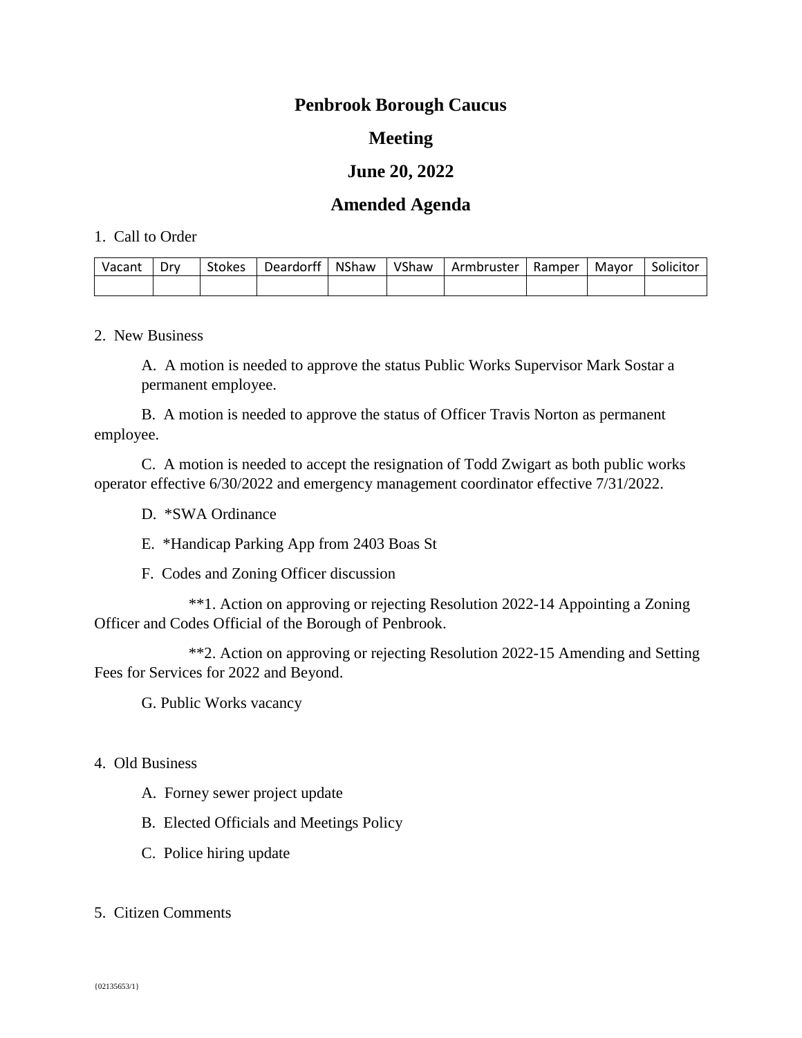# Penbrook Borough Caucus

# Meeting

# June 20, 2022

# Amended Agenda

1. Call to Order

| Vacant | Dry | Stokes | Deardorff | NShaw | VShaw | Armbruster | Ramper | Mayor | Solicitor |
|---|---|---|---|---|---|---|---|---|---|
| | | | | | | | | | |

2. New Business

A. A motion is needed to approve the status Public Works Supervisor Mark Sostar a permanent employee.

B. A motion is needed to approve the status of Officer Travis Norton as permanent employee.

C. A motion is needed to accept the resignation of Todd Zwigart as both public works operator effective 6/30/2022 and emergency management coordinator effective 7/31/2022.

D. *SWA Ordinance

E. *Handicap Parking App from 2403 Boas St

F. Codes and Zoning Officer discussion

**1. Action on approving or rejecting Resolution 2022-14 Appointing a Zoning Officer and Codes Official of the Borough of Penbrook.

**2. Action on approving or rejecting Resolution 2022-15 Amending and Setting Fees for Services for 2022 and Beyond.

G. Public Works vacancy

4. Old Business

A. Forney sewer project update

B. Elected Officials and Meetings Policy

C. Police hiring update

5. Citizen Comments

{02135653/1}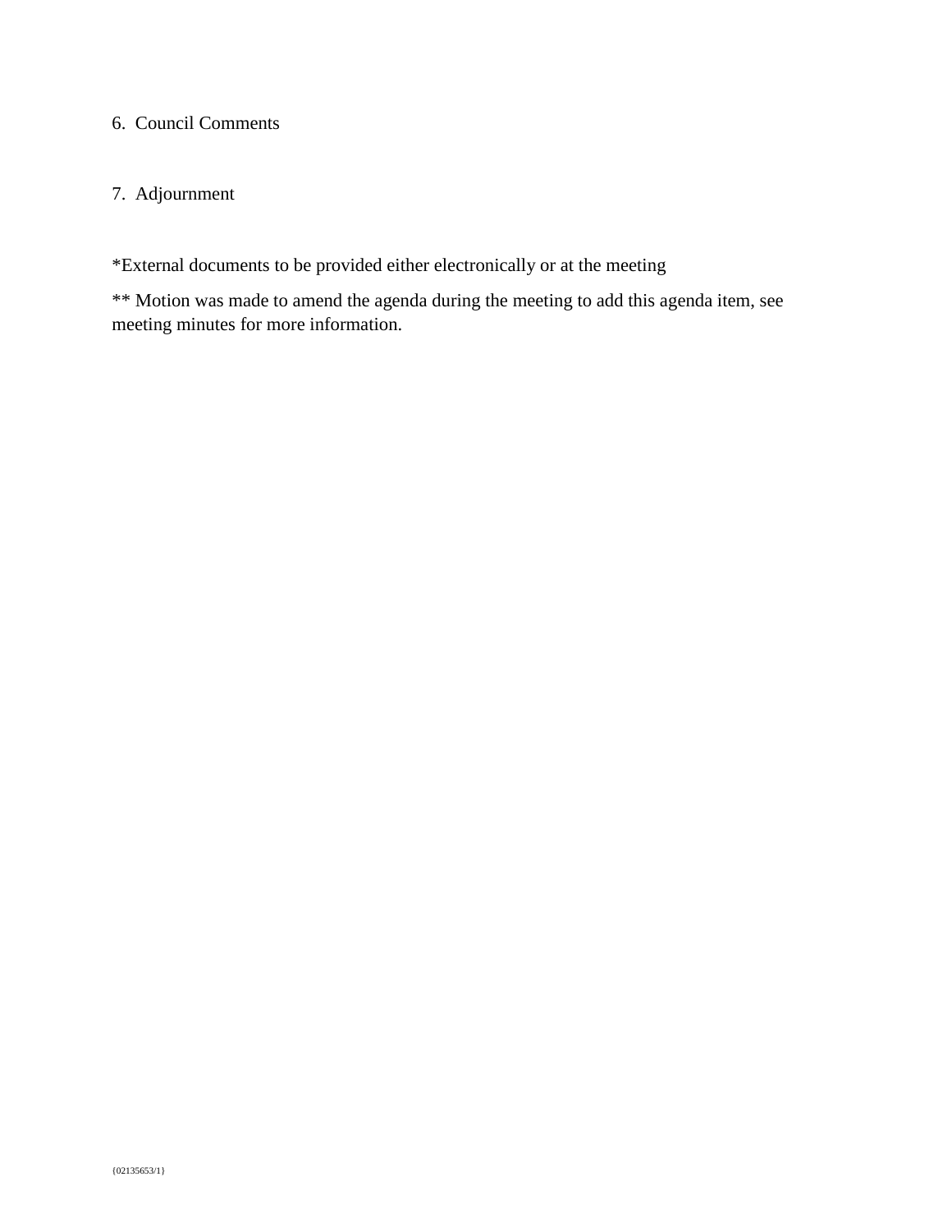6. Council Comments

7. Adjournment

*External documents to be provided either electronically or at the meeting

** Motion was made to amend the agenda during the meeting to add this agenda item, see meeting minutes for more information.